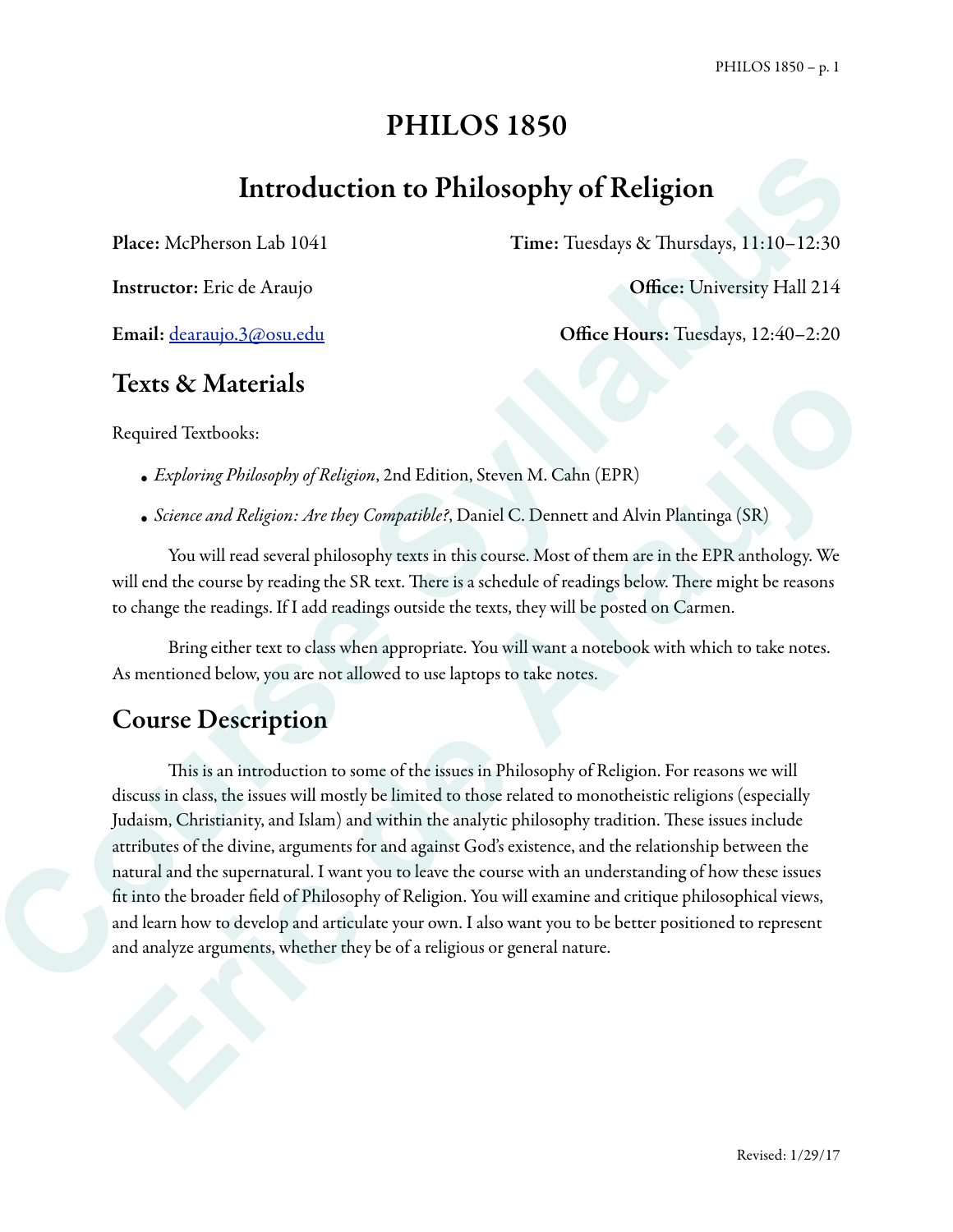# PHILOS 1850

# Introduction to Philosophy of Religion

**Place:** McPherson Lab 1041 **Time:** Tuesdays & Thursdays, 11:10–12:30

**Instructor:** Eric de Araujo **Office:** University Hall 214

**Email:** dearaujo.3@osu.edu **Office Hours:** Tuesdays, 12:40–2:20

## Texts & Materials

Required Textbooks:

- *Exploring Philosophy of Religion*, 2nd Edition, Steven M. Cahn (EPR)
- *Science and Religion: Are they Compatible?*, Daniel C. Dennett and Alvin Plantinga (SR)

You will read several philosophy texts in this course. Most of them are in the EPR anthology. We will end the course by reading the SR text. There is a schedule of readings below. There might be reasons to change the readings. If I add readings outside the texts, they will be posted on Carmen.

Bring either text to class when appropriate. You will want a notebook with which to take notes. As mentioned below, you are not allowed to use laptops to take notes.

## Course Description

This is an introduction to some of the issues in Philosophy of Religion. For reasons we will discuss in class, the issues will mostly be limited to those related to monotheistic religions (especially Judaism, Christianity, and Islam) and within the analytic philosophy tradition. These issues include attributes of the divine, arguments for and against God's existence, and the relationship between the natural and the supernatural. I want you to leave the course with an understanding of how these issues fit into the broader field of Philosophy of Religion. You will examine and critique philosophical views, and learn how to develop and articulate your own. I also want you to be better positioned to represent and analyze arguments, whether they be of a religious or general nature.

Revised: 1/29/17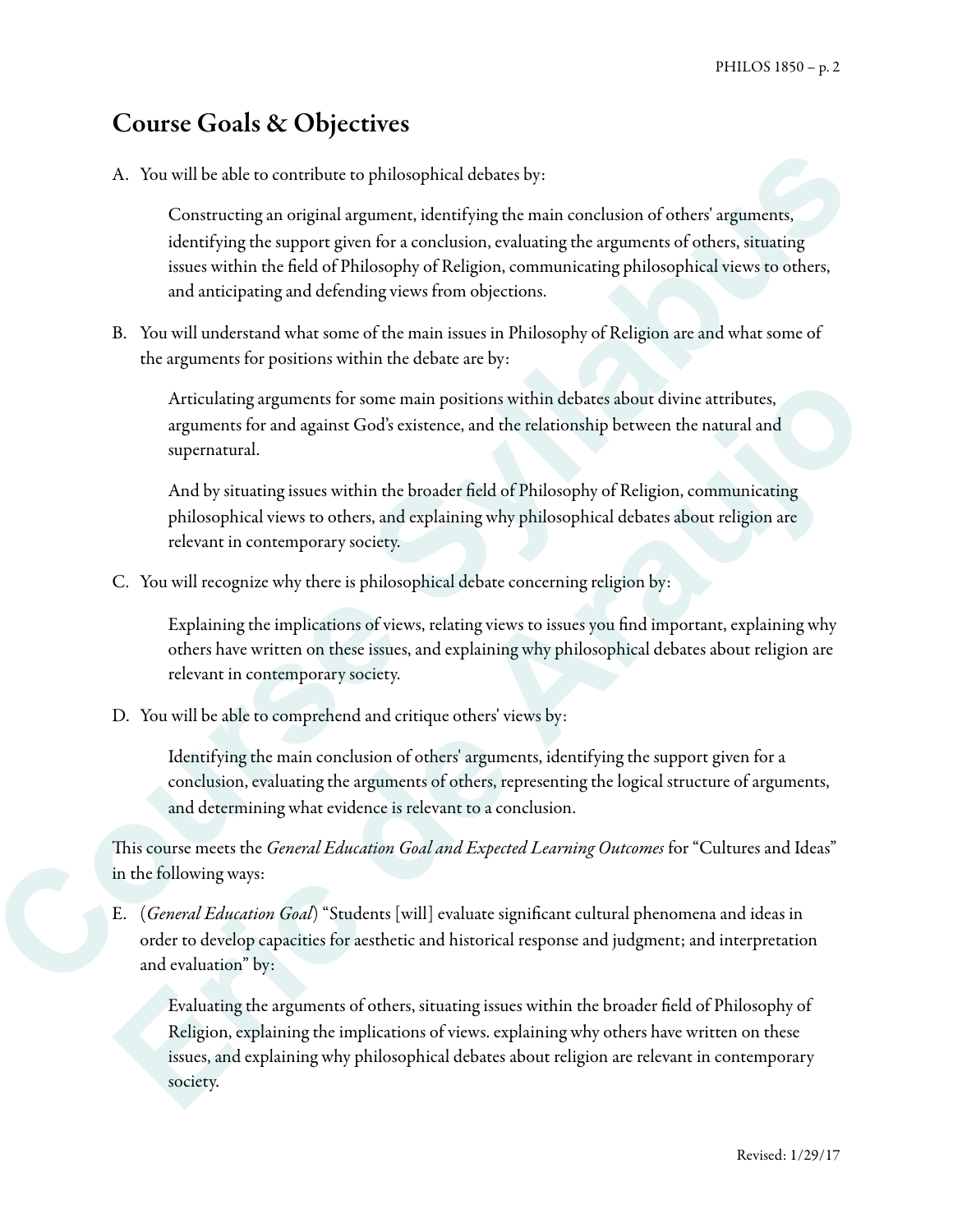## Course Goals & Objectives

A. You will be able to contribute to philosophical debates by:

    Constructing an original argument, identifying the main conclusion of others' arguments, identifying the support given for a conclusion, evaluating the arguments of others, situating issues within the field of Philosophy of Religion, communicating philosophical views to others, and anticipating and defending views from objections.

B. You will understand what some of the main issues in Philosophy of Religion are and what some of the arguments for positions within the debate are by:

    Articulating arguments for some main positions within debates about divine attributes, arguments for and against God's existence, and the relationship between the natural and supernatural.

    And by situating issues within the broader field of Philosophy of Religion, communicating philosophical views to others, and explaining why philosophical debates about religion are relevant in contemporary society.

C. You will recognize why there is philosophical debate concerning religion by:

    Explaining the implications of views, relating views to issues you find important, explaining why others have written on these issues, and explaining why philosophical debates about religion are relevant in contemporary society.

D. You will be able to comprehend and critique others' views by:

    Identifying the main conclusion of others' arguments, identifying the support given for a conclusion, evaluating the arguments of others, representing the logical structure of arguments, and determining what evidence is relevant to a conclusion.

This course meets the *General Education Goal and Expected Learning Outcomes* for "Cultures and Ideas" in the following ways:

E. (*General Education Goal*) "Students [will] evaluate significant cultural phenomena and ideas in order to develop capacities for aesthetic and historical response and judgment; and interpretation and evaluation" by:

    Evaluating the arguments of others, situating issues within the broader field of Philosophy of Religion, explaining the implications of views. explaining why others have written on these issues, and explaining why philosophical debates about religion are relevant in contemporary society.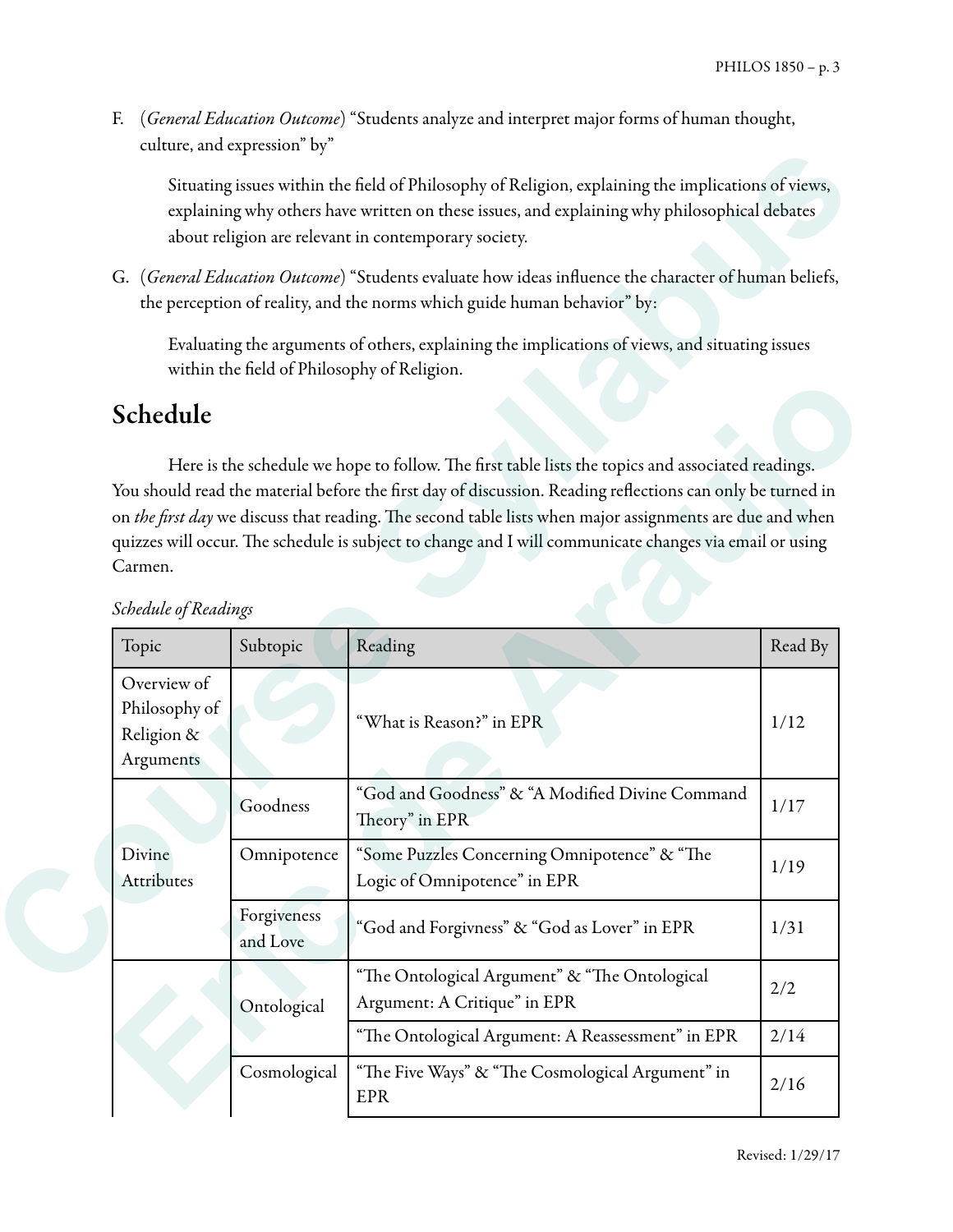F. (*General Education Outcome*) "Students analyze and interpret major forms of human thought, culture, and expression" by"

> Situating issues within the field of Philosophy of Religion, explaining the implications of views, explaining why others have written on these issues, and explaining why philosophical debates about religion are relevant in contemporary society.

G. (*General Education Outcome*) "Students evaluate how ideas influence the character of human beliefs, the perception of reality, and the norms which guide human behavior" by:

> Evaluating the arguments of others, explaining the implications of views, and situating issues within the field of Philosophy of Religion.

# Schedule

Here is the schedule we hope to follow. The first table lists the topics and associated readings. You should read the material before the first day of discussion. Reading reflections can only be turned in on *the first day* we discuss that reading. The second table lists when major assignments are due and when quizzes will occur. The schedule is subject to change and I will communicate changes via email or using Carmen.

*Schedule of Readings*

| Topic | Subtopic | Reading | Read By |
|---|---|---|---|
| Overview of Philosophy of Religion & Arguments | | "What is Reason?" in EPR | 1/12 |
| Divine Attributes | Goodness | "God and Goodness" & "A Modified Divine Command Theory" in EPR | 1/17 |
| | Omnipotence | "Some Puzzles Concerning Omnipotence" & "The Logic of Omnipotence" in EPR | 1/19 |
| | Forgiveness and Love | "God and Forgivness" & "God as Lover" in EPR | 1/31 |
| | Ontological | "The Ontological Argument" & "The Ontological Argument: A Critique" in EPR | 2/2 |
| | | "The Ontological Argument: A Reassessment" in EPR | 2/14 |
| | Cosmological | "The Five Ways" & "The Cosmological Argument" in EPR | 2/16 |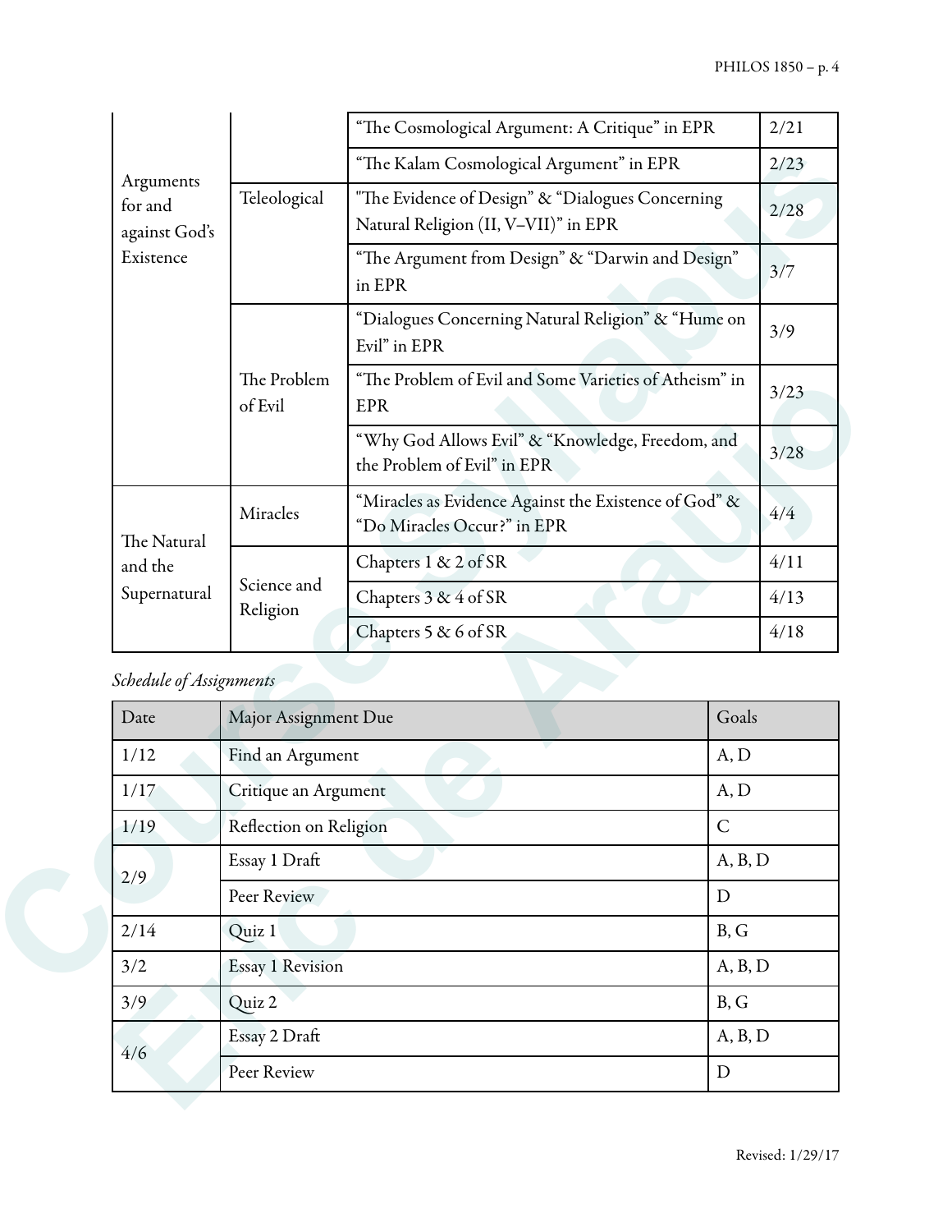| | | | |
|---|---|---|---|
| Arguments for and against God's Existence | | "The Cosmological Argument: A Critique" in EPR | 2/21 |
| | | "The Kalam Cosmological Argument" in EPR | 2/23 |
| | Teleological | "The Evidence of Design" & "Dialogues Concerning Natural Religion (II, V–VII)" in EPR | 2/28 |
| | | "The Argument from Design" & "Darwin and Design" in EPR | 3/7 |
| | The Problem of Evil | "Dialogues Concerning Natural Religion" & "Hume on Evil" in EPR | 3/9 |
| | | "The Problem of Evil and Some Varieties of Atheism" in EPR | 3/23 |
| | | "Why God Allows Evil" & "Knowledge, Freedom, and the Problem of Evil" in EPR | 3/28 |
| The Natural and the Supernatural | Miracles | "Miracles as Evidence Against the Existence of God" & "Do Miracles Occur?" in EPR | 4/4 |
| | Science and Religion | Chapters 1 & 2 of SR | 4/11 |
| | | Chapters 3 & 4 of SR | 4/13 |
| | | Chapters 5 & 6 of SR | 4/18 |

*Schedule of Assignments*

| Date | Major Assignment Due | Goals |
|---|---|---|
| 1/12 | Find an Argument | A, D |
| 1/17 | Critique an Argument | A, D |
| 1/19 | Reflection on Religion | C |
| 2/9 | Essay 1 Draft | A, B, D |
| | Peer Review | D |
| 2/14 | Quiz 1 | B, G |
| 3/2 | Essay 1 Revision | A, B, D |
| 3/9 | Quiz 2 | B, G |
| 4/6 | Essay 2 Draft | A, B, D |
| | Peer Review | D |

Revised: 1/29/17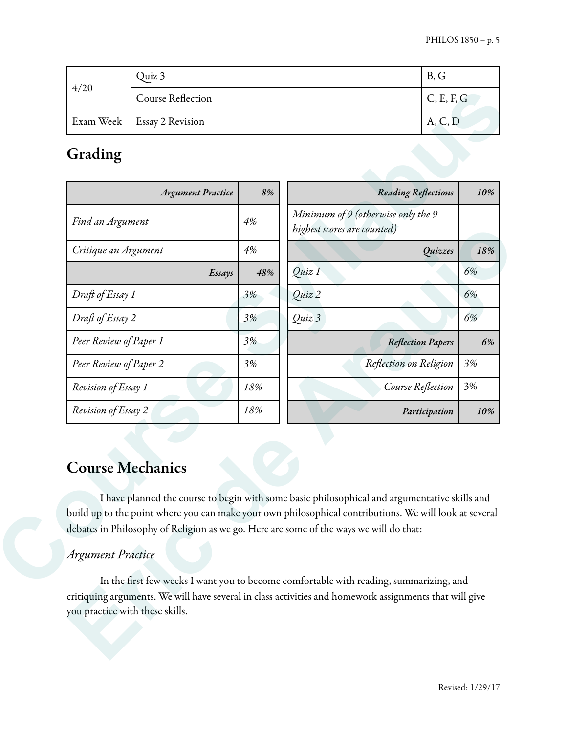| 4/20 | Quiz 3 | B, G |
| --- | --- | --- |
| | Course Reflection | C, E, F, G |
| Exam Week | Essay 2 Revision | A, C, D |

## Grading

| *Argument Practice* | *8%* |
| --- | --- |
| *Find an Argument* | *4%* |
| *Critique an Argument* | *4%* |
| *Essays* | *48%* |
| *Draft of Essay 1* | *3%* |
| *Draft of Essay 2* | *3%* |
| *Peer Review of Paper 1* | *3%* |
| *Peer Review of Paper 2* | *3%* |
| *Revision of Essay 1* | *18%* |
| *Revision of Essay 2* | *18%* |

| *Reading Reflections* | *10%* |
| --- | --- |
| *Minimum of 9 (otherwise only the 9 highest scores are counted)* | |
| *Quizzes* | *18%* |
| *Quiz 1* | *6%* |
| *Quiz 2* | *6%* |
| *Quiz 3* | *6%* |
| *Reflection Papers* | *6%* |
| *Reflection on Religion* | *3%* |
| *Course Reflection* | 3% |
| *Participation* | *10%* |

## Course Mechanics

I have planned the course to begin with some basic philosophical and argumentative skills and build up to the point where you can make your own philosophical contributions. We will look at several debates in Philosophy of Religion as we go. Here are some of the ways we will do that:

### *Argument Practice*

In the first few weeks I want you to become comfortable with reading, summarizing, and critiquing arguments. We will have several in class activities and homework assignments that will give you practice with these skills.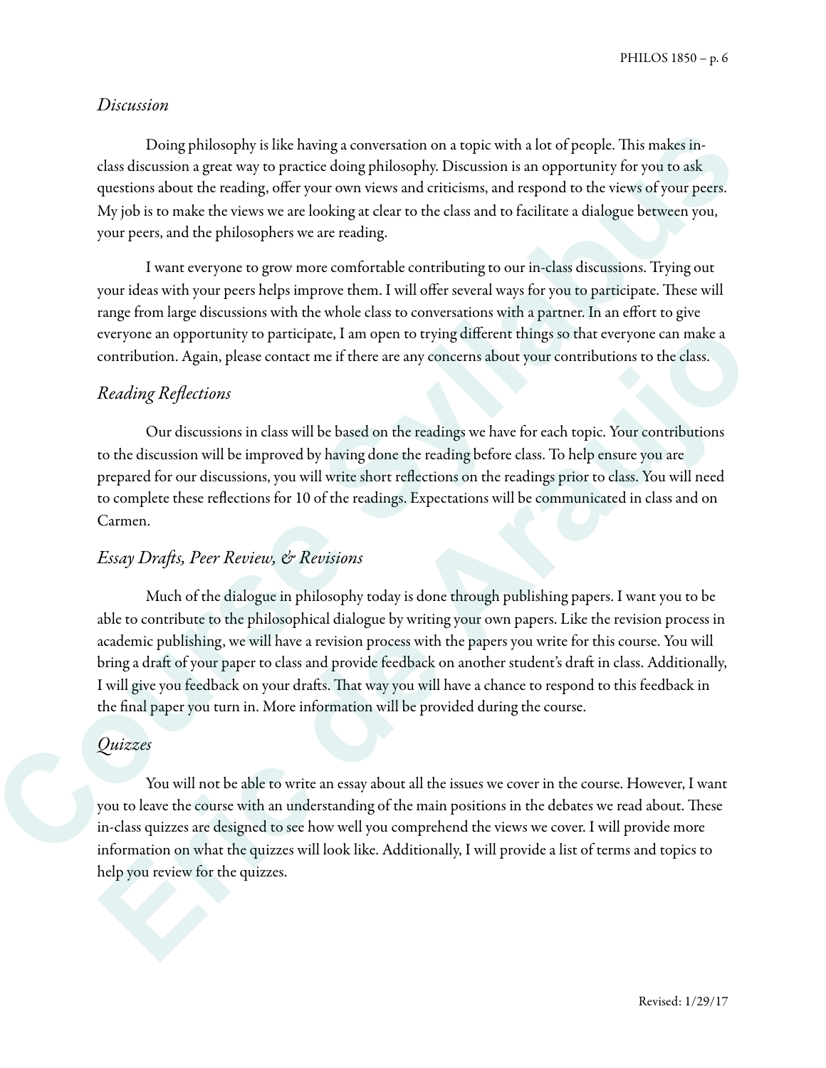### *Discussion*

Doing philosophy is like having a conversation on a topic with a lot of people. This makes in-class discussion a great way to practice doing philosophy. Discussion is an opportunity for you to ask questions about the reading, offer your own views and criticisms, and respond to the views of your peers. My job is to make the views we are looking at clear to the class and to facilitate a dialogue between you, your peers, and the philosophers we are reading.

I want everyone to grow more comfortable contributing to our in-class discussions. Trying out your ideas with your peers helps improve them. I will offer several ways for you to participate. These will range from large discussions with the whole class to conversations with a partner. In an effort to give everyone an opportunity to participate, I am open to trying different things so that everyone can make a contribution. Again, please contact me if there are any concerns about your contributions to the class.

### *Reading Reflections*

Our discussions in class will be based on the readings we have for each topic. Your contributions to the discussion will be improved by having done the reading before class. To help ensure you are prepared for our discussions, you will write short reflections on the readings prior to class. You will need to complete these reflections for 10 of the readings. Expectations will be communicated in class and on Carmen.

### *Essay Drafts, Peer Review, & Revisions*

Much of the dialogue in philosophy today is done through publishing papers. I want you to be able to contribute to the philosophical dialogue by writing your own papers. Like the revision process in academic publishing, we will have a revision process with the papers you write for this course. You will bring a draft of your paper to class and provide feedback on another student's draft in class. Additionally, I will give you feedback on your drafts. That way you will have a chance to respond to this feedback in the final paper you turn in. More information will be provided during the course.

### *Quizzes*

You will not be able to write an essay about all the issues we cover in the course. However, I want you to leave the course with an understanding of the main positions in the debates we read about. These in-class quizzes are designed to see how well you comprehend the views we cover. I will provide more information on what the quizzes will look like. Additionally, I will provide a list of terms and topics to help you review for the quizzes.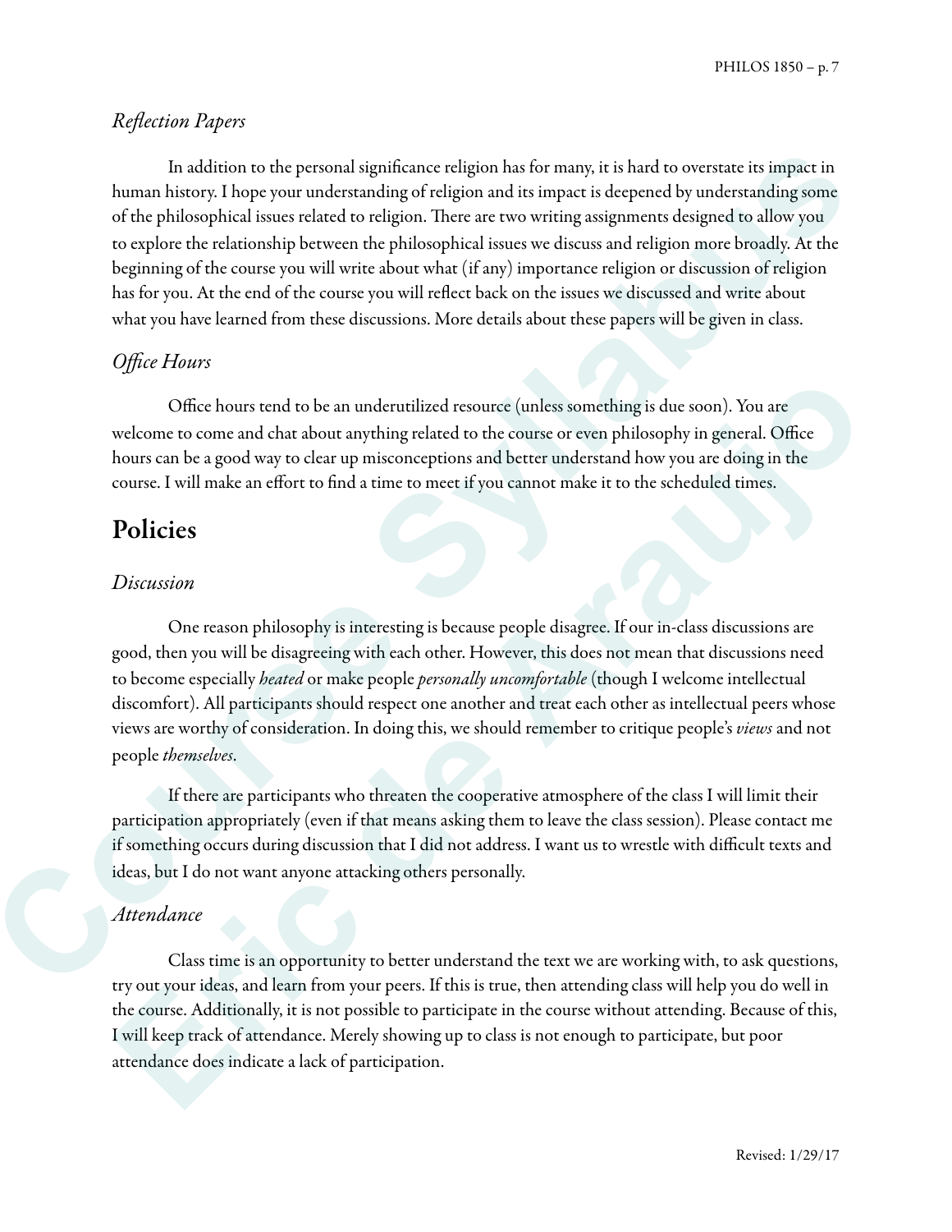### *Reflection Papers*

In addition to the personal significance religion has for many, it is hard to overstate its impact in human history. I hope your understanding of religion and its impact is deepened by understanding some of the philosophical issues related to religion. There are two writing assignments designed to allow you to explore the relationship between the philosophical issues we discuss and religion more broadly. At the beginning of the course you will write about what (if any) importance religion or discussion of religion has for you. At the end of the course you will reflect back on the issues we discussed and write about what you have learned from these discussions. More details about these papers will be given in class.

### *Office Hours*

Office hours tend to be an underutilized resource (unless something is due soon). You are welcome to come and chat about anything related to the course or even philosophy in general. Office hours can be a good way to clear up misconceptions and better understand how you are doing in the course. I will make an effort to find a time to meet if you cannot make it to the scheduled times.

## Policies

### *Discussion*

One reason philosophy is interesting is because people disagree. If our in-class discussions are good, then you will be disagreeing with each other. However, this does not mean that discussions need to become especially *heated* or make people *personally uncomfortable* (though I welcome intellectual discomfort). All participants should respect one another and treat each other as intellectual peers whose views are worthy of consideration. In doing this, we should remember to critique people's *views* and not people *themselves*.

If there are participants who threaten the cooperative atmosphere of the class I will limit their participation appropriately (even if that means asking them to leave the class session). Please contact me if something occurs during discussion that I did not address. I want us to wrestle with difficult texts and ideas, but I do not want anyone attacking others personally.

### *Attendance*

Class time is an opportunity to better understand the text we are working with, to ask questions, try out your ideas, and learn from your peers. If this is true, then attending class will help you do well in the course. Additionally, it is not possible to participate in the course without attending. Because of this, I will keep track of attendance. Merely showing up to class is not enough to participate, but poor attendance does indicate a lack of participation.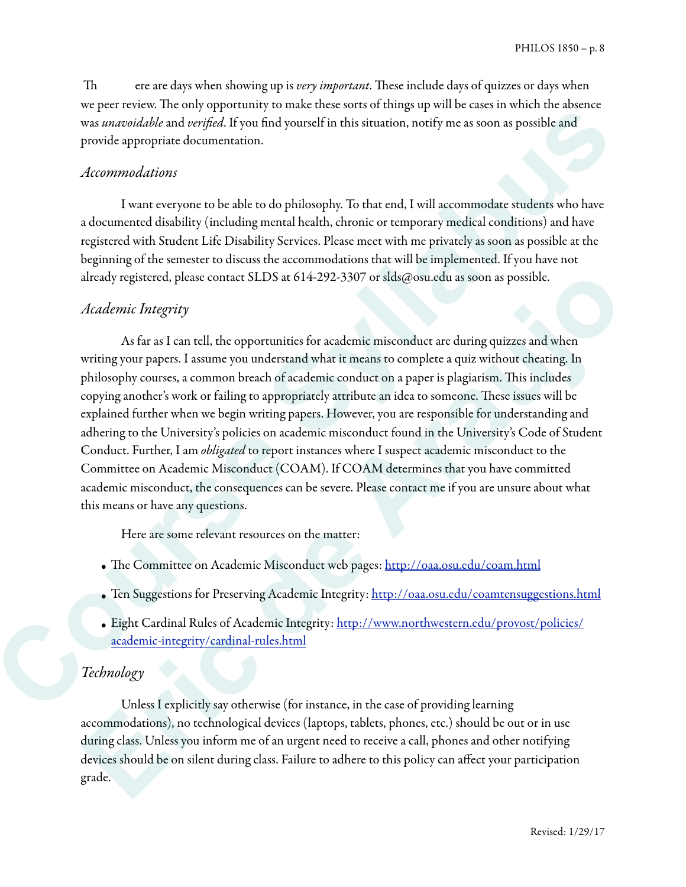There are days when showing up is *very important*. These include days of quizzes or days when we peer review. The only opportunity to make these sorts of things up will be cases in which the absence was *unavoidable* and *verified*. If you find yourself in this situation, notify me as soon as possible and provide appropriate documentation.

## *Accommodations*

I want everyone to be able to do philosophy. To that end, I will accommodate students who have a documented disability (including mental health, chronic or temporary medical conditions) and have registered with Student Life Disability Services. Please meet with me privately as soon as possible at the beginning of the semester to discuss the accommodations that will be implemented. If you have not already registered, please contact SLDS at 614-292-3307 or slds@osu.edu as soon as possible.

## *Academic Integrity*

As far as I can tell, the opportunities for academic misconduct are during quizzes and when writing your papers. I assume you understand what it means to complete a quiz without cheating. In philosophy courses, a common breach of academic conduct on a paper is plagiarism. This includes copying another's work or failing to appropriately attribute an idea to someone. These issues will be explained further when we begin writing papers. However, you are responsible for understanding and adhering to the University's policies on academic misconduct found in the University's Code of Student Conduct. Further, I am *obligated* to report instances where I suspect academic misconduct to the Committee on Academic Misconduct (COAM). If COAM determines that you have committed academic misconduct, the consequences can be severe. Please contact me if you are unsure about what this means or have any questions.

Here are some relevant resources on the matter:

- The Committee on Academic Misconduct web pages: http://oaa.osu.edu/coam.html
- Ten Suggestions for Preserving Academic Integrity: http://oaa.osu.edu/coamtensuggestions.html
- Eight Cardinal Rules of Academic Integrity: http://www.northwestern.edu/provost/policies/academic-integrity/cardinal-rules.html

## *Technology*

Unless I explicitly say otherwise (for instance, in the case of providing learning accommodations), no technological devices (laptops, tablets, phones, etc.) should be out or in use during class. Unless you inform me of an urgent need to receive a call, phones and other notifying devices should be on silent during class. Failure to adhere to this policy can affect your participation grade.

Revised: 1/29/17